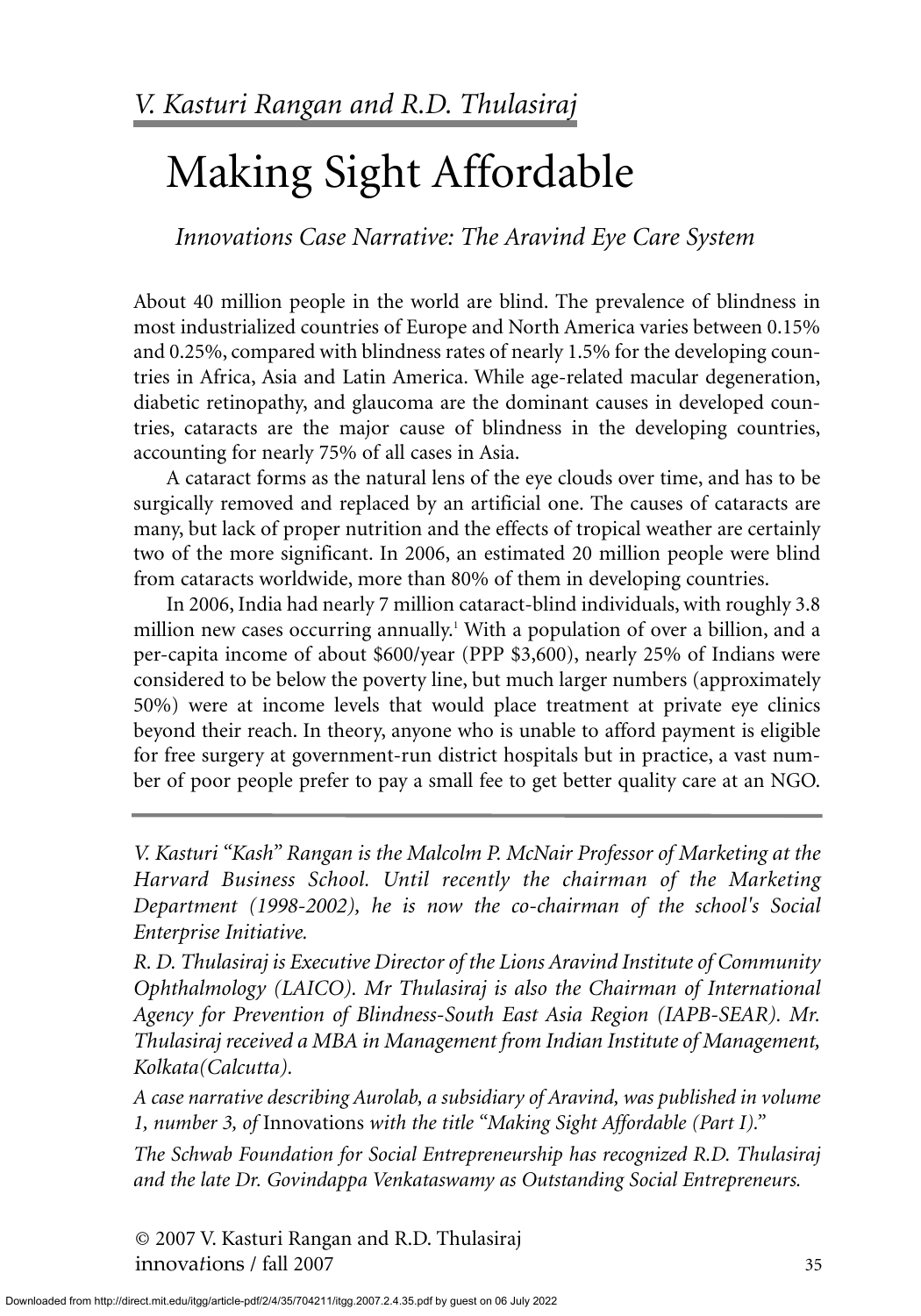*V. Kasturi Rangan and R.D. Thulasiraj*

# Making Sight Affordable

*Innovations Case Narrative: The Aravind Eye Care System*

About 40 million people in the world are blind. The prevalence of blindness in most industrialized countries of Europe and North America varies between 0.15% and 0.25%, compared with blindness rates of nearly 1.5% for the developing countries in Africa, Asia and Latin America. While age-related macular degeneration, diabetic retinopathy, and glaucoma are the dominant causes in developed countries, cataracts are the major cause of blindness in the developing countries, accounting for nearly 75% of all cases in Asia.

A cataract forms as the natural lens of the eye clouds over time, and has to be surgically removed and replaced by an artificial one. The causes of cataracts are many, but lack of proper nutrition and the effects of tropical weather are certainly two of the more significant. In 2006, an estimated 20 million people were blind from cataracts worldwide, more than 80% of them in developing countries.

In 2006, India had nearly 7 million cataract-blind individuals, with roughly 3.8 million new cases occurring annually.[1] With a population of over a billion, and a per-capita income of about $600/year (PPP $3,600), nearly 25% of Indians were considered to be below the poverty line, but much larger numbers (approximately 50%) were at income levels that would place treatment at private eye clinics beyond their reach. In theory, anyone who is unable to afford payment is eligible for free surgery at government-run district hospitals but in practice, a vast number of poor people prefer to pay a small fee to get better quality care at an NGO.

---

*V. Kasturi "Kash" Rangan is the Malcolm P. McNair Professor of Marketing at the Harvard Business School. Until recently the chairman of the Marketing Department (1998-2002), he is now the co-chairman of the school's Social Enterprise Initiative.*

*R. D. Thulasiraj is Executive Director of the Lions Aravind Institute of Community Ophthalmology (LAICO). Mr Thulasiraj is also the Chairman of International Agency for Prevention of Blindness-South East Asia Region (IAPB-SEAR). Mr. Thulasiraj received a MBA in Management from Indian Institute of Management, Kolkata(Calcutta).*

*A case narrative describing Aurolab, a subsidiary of Aravind, was published in volume 1, number 3, of* Innovations *with the title "Making Sight Affordable (Part I)."*

*The Schwab Foundation for Social Entrepreneurship has recognized R.D. Thulasiraj and the late Dr. Govindappa Venkataswamy as Outstanding Social Entrepreneurs.*

© 2007 V. Kasturi Rangan and R.D. Thulasiraj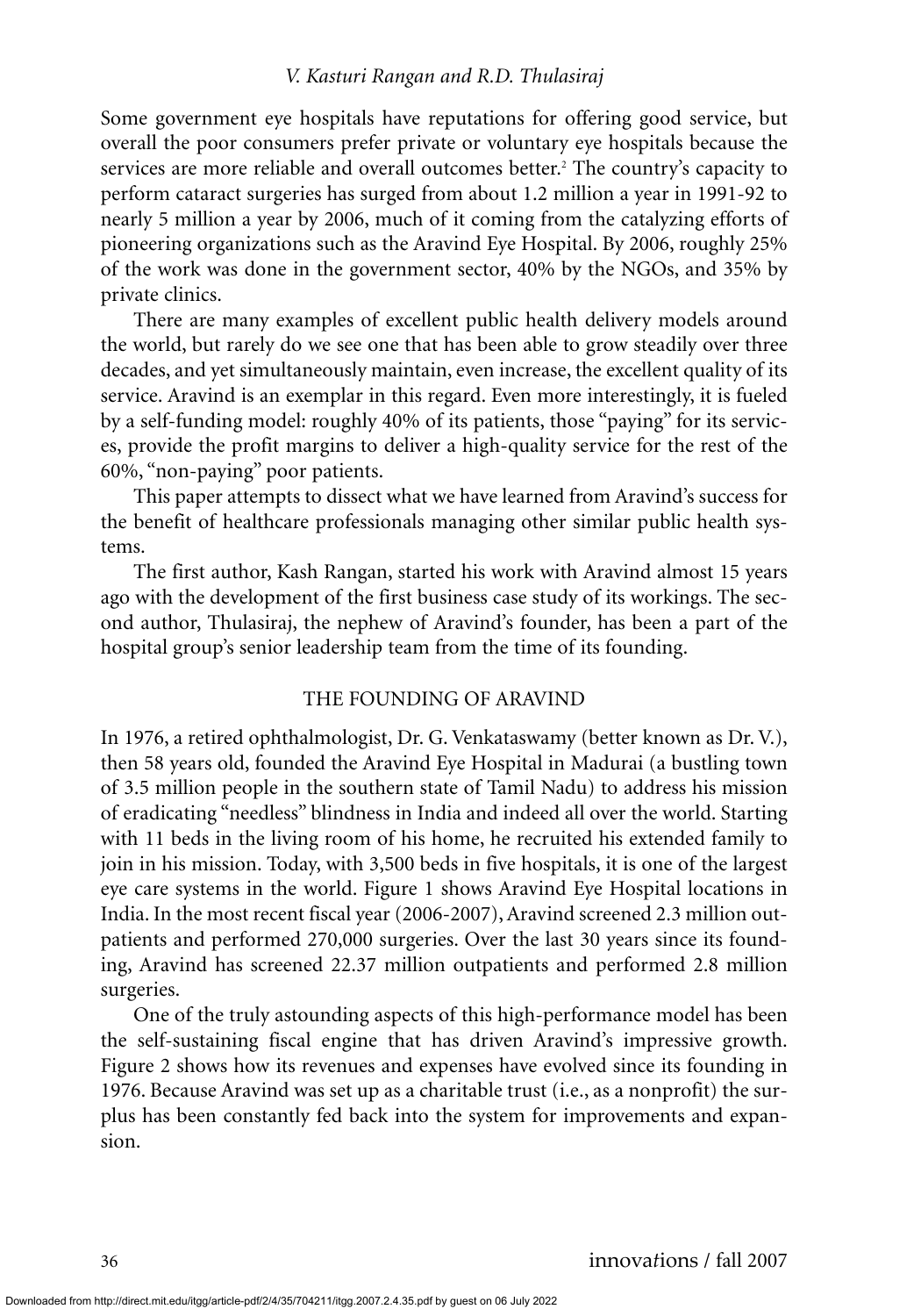Some government eye hospitals have reputations for offering good service, but overall the poor consumers prefer private or voluntary eye hospitals because the services are more reliable and overall outcomes better.[2] The country's capacity to perform cataract surgeries has surged from about 1.2 million a year in 1991-92 to nearly 5 million a year by 2006, much of it coming from the catalyzing efforts of pioneering organizations such as the Aravind Eye Hospital. By 2006, roughly 25% of the work was done in the government sector, 40% by the NGOs, and 35% by private clinics.

There are many examples of excellent public health delivery models around the world, but rarely do we see one that has been able to grow steadily over three decades, and yet simultaneously maintain, even increase, the excellent quality of its service. Aravind is an exemplar in this regard. Even more interestingly, it is fueled by a self-funding model: roughly 40% of its patients, those "paying" for its services, provide the profit margins to deliver a high-quality service for the rest of the 60%, "non-paying" poor patients.

This paper attempts to dissect what we have learned from Aravind's success for the benefit of healthcare professionals managing other similar public health systems.

The first author, Kash Rangan, started his work with Aravind almost 15 years ago with the development of the first business case study of its workings. The second author, Thulasiraj, the nephew of Aravind's founder, has been a part of the hospital group's senior leadership team from the time of its founding.

## THE FOUNDING OF ARAVIND

In 1976, a retired ophthalmologist, Dr. G. Venkataswamy (better known as Dr. V.), then 58 years old, founded the Aravind Eye Hospital in Madurai (a bustling town of 3.5 million people in the southern state of Tamil Nadu) to address his mission of eradicating "needless" blindness in India and indeed all over the world. Starting with 11 beds in the living room of his home, he recruited his extended family to join in his mission. Today, with 3,500 beds in five hospitals, it is one of the largest eye care systems in the world. Figure 1 shows Aravind Eye Hospital locations in India. In the most recent fiscal year (2006-2007), Aravind screened 2.3 million outpatients and performed 270,000 surgeries. Over the last 30 years since its founding, Aravind has screened 22.37 million outpatients and performed 2.8 million surgeries.

One of the truly astounding aspects of this high-performance model has been the self-sustaining fiscal engine that has driven Aravind's impressive growth. Figure 2 shows how its revenues and expenses have evolved since its founding in 1976. Because Aravind was set up as a charitable trust (i.e., as a nonprofit) the surplus has been constantly fed back into the system for improvements and expansion.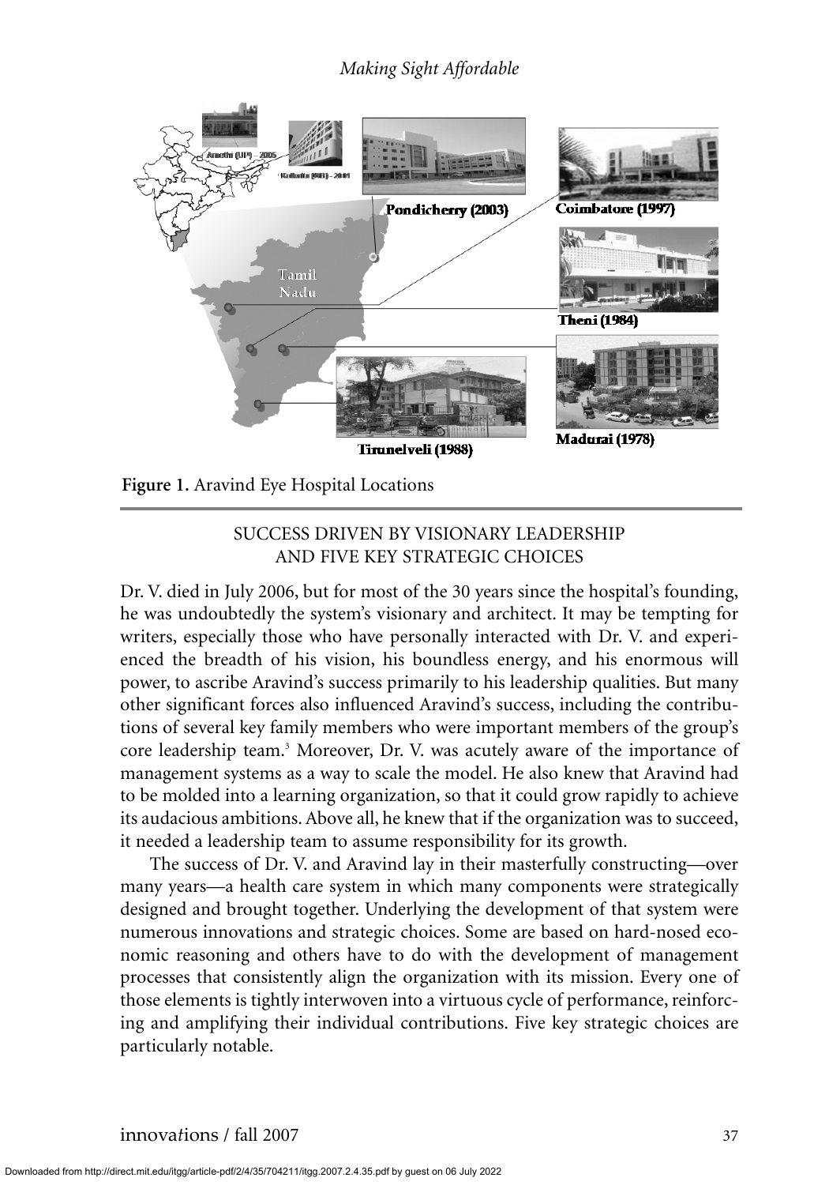Figure 1. Aravind Eye Hospital Locations

## SUCCESS DRIVEN BY VISIONARY LEADERSHIP AND FIVE KEY STRATEGIC CHOICES

Dr. V. died in July 2006, but for most of the 30 years since the hospital's founding, he was undoubtedly the system's visionary and architect. It may be tempting for writers, especially those who have personally interacted with Dr. V. and experienced the breadth of his vision, his boundless energy, and his enormous will power, to ascribe Aravind's success primarily to his leadership qualities. But many other significant forces also influenced Aravind's success, including the contributions of several key family members who were important members of the group's core leadership team.[3] Moreover, Dr. V. was acutely aware of the importance of management systems as a way to scale the model. He also knew that Aravind had to be molded into a learning organization, so that it could grow rapidly to achieve its audacious ambitions. Above all, he knew that if the organization was to succeed, it needed a leadership team to assume responsibility for its growth.

The success of Dr. V. and Aravind lay in their masterfully constructing—over many years—a health care system in which many components were strategically designed and brought together. Underlying the development of that system were numerous innovations and strategic choices. Some are based on hard-nosed economic reasoning and others have to do with the development of management processes that consistently align the organization with its mission. Every one of those elements is tightly interwoven into a virtuous cycle of performance, reinforcing and amplifying their individual contributions. Five key strategic choices are particularly notable.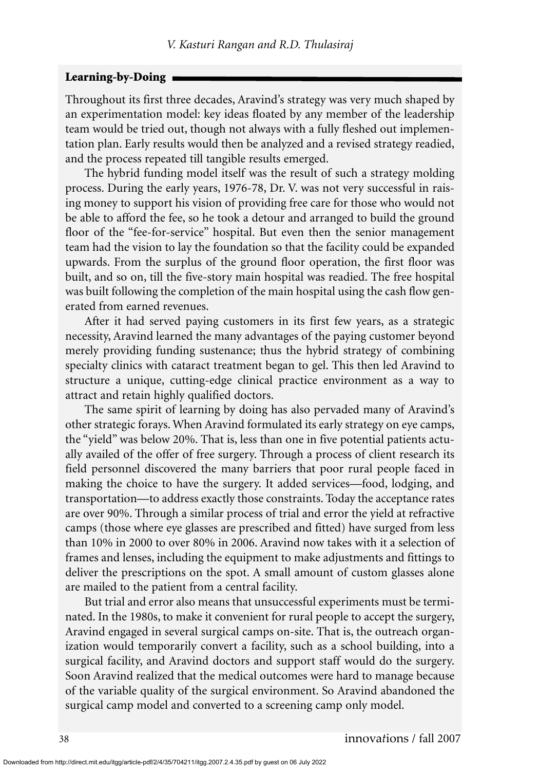## Learning-by-Doing

Throughout its first three decades, Aravind's strategy was very much shaped by an experimentation model: key ideas floated by any member of the leadership team would be tried out, though not always with a fully fleshed out implementation plan. Early results would then be analyzed and a revised strategy readied, and the process repeated till tangible results emerged.

The hybrid funding model itself was the result of such a strategy molding process. During the early years, 1976-78, Dr. V. was not very successful in raising money to support his vision of providing free care for those who would not be able to afford the fee, so he took a detour and arranged to build the ground floor of the "fee-for-service" hospital. But even then the senior management team had the vision to lay the foundation so that the facility could be expanded upwards. From the surplus of the ground floor operation, the first floor was built, and so on, till the five-story main hospital was readied. The free hospital was built following the completion of the main hospital using the cash flow generated from earned revenues.

After it had served paying customers in its first few years, as a strategic necessity, Aravind learned the many advantages of the paying customer beyond merely providing funding sustenance; thus the hybrid strategy of combining specialty clinics with cataract treatment began to gel. This then led Aravind to structure a unique, cutting-edge clinical practice environment as a way to attract and retain highly qualified doctors.

The same spirit of learning by doing has also pervaded many of Aravind's other strategic forays. When Aravind formulated its early strategy on eye camps, the "yield" was below 20%. That is, less than one in five potential patients actually availed of the offer of free surgery. Through a process of client research its field personnel discovered the many barriers that poor rural people faced in making the choice to have the surgery. It added services—food, lodging, and transportation—to address exactly those constraints. Today the acceptance rates are over 90%. Through a similar process of trial and error the yield at refractive camps (those where eye glasses are prescribed and fitted) have surged from less than 10% in 2000 to over 80% in 2006. Aravind now takes with it a selection of frames and lenses, including the equipment to make adjustments and fittings to deliver the prescriptions on the spot. A small amount of custom glasses alone are mailed to the patient from a central facility.

But trial and error also means that unsuccessful experiments must be terminated. In the 1980s, to make it convenient for rural people to accept the surgery, Aravind engaged in several surgical camps on-site. That is, the outreach organization would temporarily convert a facility, such as a school building, into a surgical facility, and Aravind doctors and support staff would do the surgery. Soon Aravind realized that the medical outcomes were hard to manage because of the variable quality of the surgical environment. So Aravind abandoned the surgical camp model and converted to a screening camp only model.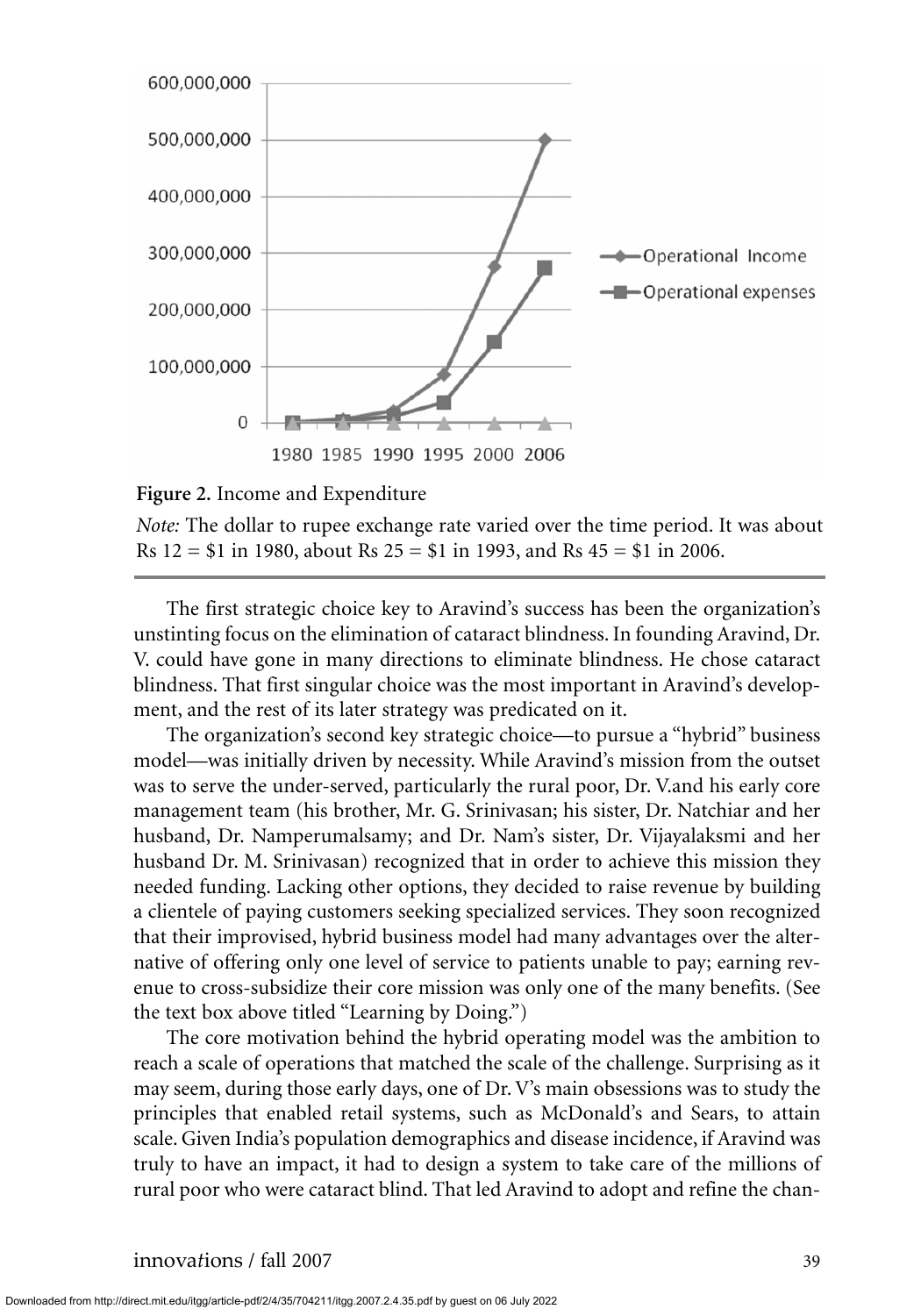**Figure 2.** Income and Expenditure

*Note:* The dollar to rupee exchange rate varied over the time period. It was about Rs 12 = $1 in 1980, about Rs 25 = $1 in 1993, and Rs 45 = $1 in 2006.

The first strategic choice key to Aravind's success has been the organization's unstinting focus on the elimination of cataract blindness. In founding Aravind, Dr. V. could have gone in many directions to eliminate blindness. He chose cataract blindness. That first singular choice was the most important in Aravind's development, and the rest of its later strategy was predicated on it.

The organization's second key strategic choice—to pursue a "hybrid" business model—was initially driven by necessity. While Aravind's mission from the outset was to serve the under-served, particularly the rural poor, Dr. V.and his early core management team (his brother, Mr. G. Srinivasan; his sister, Dr. Natchiar and her husband, Dr. Namperumalsamy; and Dr. Nam's sister, Dr. Vijayalaksmi and her husband Dr. M. Srinivasan) recognized that in order to achieve this mission they needed funding. Lacking other options, they decided to raise revenue by building a clientele of paying customers seeking specialized services. They soon recognized that their improvised, hybrid business model had many advantages over the alternative of offering only one level of service to patients unable to pay; earning revenue to cross-subsidize their core mission was only one of the many benefits. (See the text box above titled "Learning by Doing.")

The core motivation behind the hybrid operating model was the ambition to reach a scale of operations that matched the scale of the challenge. Surprising as it may seem, during those early days, one of Dr. V's main obsessions was to study the principles that enabled retail systems, such as McDonald's and Sears, to attain scale. Given India's population demographics and disease incidence, if Aravind was truly to have an impact, it had to design a system to take care of the millions of rural poor who were cataract blind. That led Aravind to adopt and refine the chan-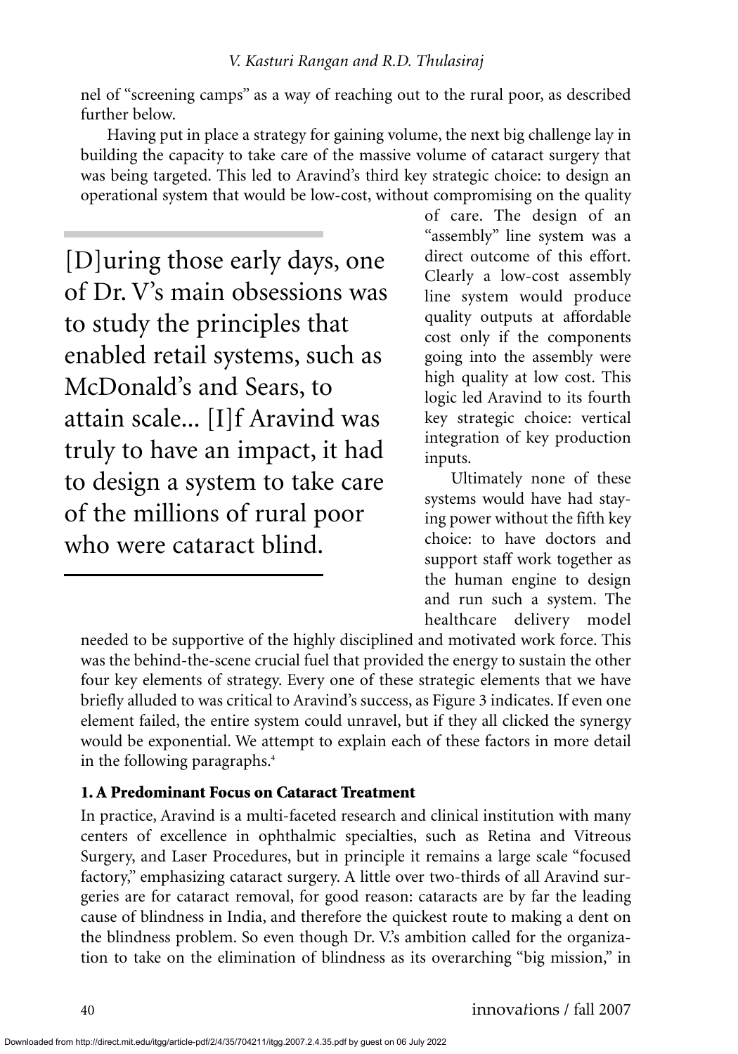nel of "screening camps" as a way of reaching out to the rural poor, as described further below.

Having put in place a strategy for gaining volume, the next big challenge lay in building the capacity to take care of the massive volume of cataract surgery that was being targeted. This led to Aravind's third key strategic choice: to design an operational system that would be low-cost, without compromising on the quality of care. The design of an "assembly" line system was a direct outcome of this effort. Clearly a low-cost assembly line system would produce quality outputs at affordable cost only if the components going into the assembly were high quality at low cost. This logic led Aravind to its fourth key strategic choice: vertical integration of key production inputs.

> [D]uring those early days, one of Dr. V's main obsessions was to study the principles that enabled retail systems, such as McDonald's and Sears, to attain scale... [I]f Aravind was truly to have an impact, it had to design a system to take care of the millions of rural poor who were cataract blind.

Ultimately none of these systems would have had staying power without the fifth key choice: to have doctors and support staff work together as the human engine to design and run such a system. The healthcare delivery model needed to be supportive of the highly disciplined and motivated work force. This was the behind-the-scene crucial fuel that provided the energy to sustain the other four key elements of strategy. Every one of these strategic elements that we have briefly alluded to was critical to Aravind's success, as Figure 3 indicates. If even one element failed, the entire system could unravel, but if they all clicked the synergy would be exponential. We attempt to explain each of these factors in more detail in the following paragraphs.[4]

### 1. A Predominant Focus on Cataract Treatment

In practice, Aravind is a multi-faceted research and clinical institution with many centers of excellence in ophthalmic specialties, such as Retina and Vitreous Surgery, and Laser Procedures, but in principle it remains a large scale "focused factory," emphasizing cataract surgery. A little over two-thirds of all Aravind surgeries are for cataract removal, for good reason: cataracts are by far the leading cause of blindness in India, and therefore the quickest route to making a dent on the blindness problem. So even though Dr. V.'s ambition called for the organization to take on the elimination of blindness as its overarching "big mission," in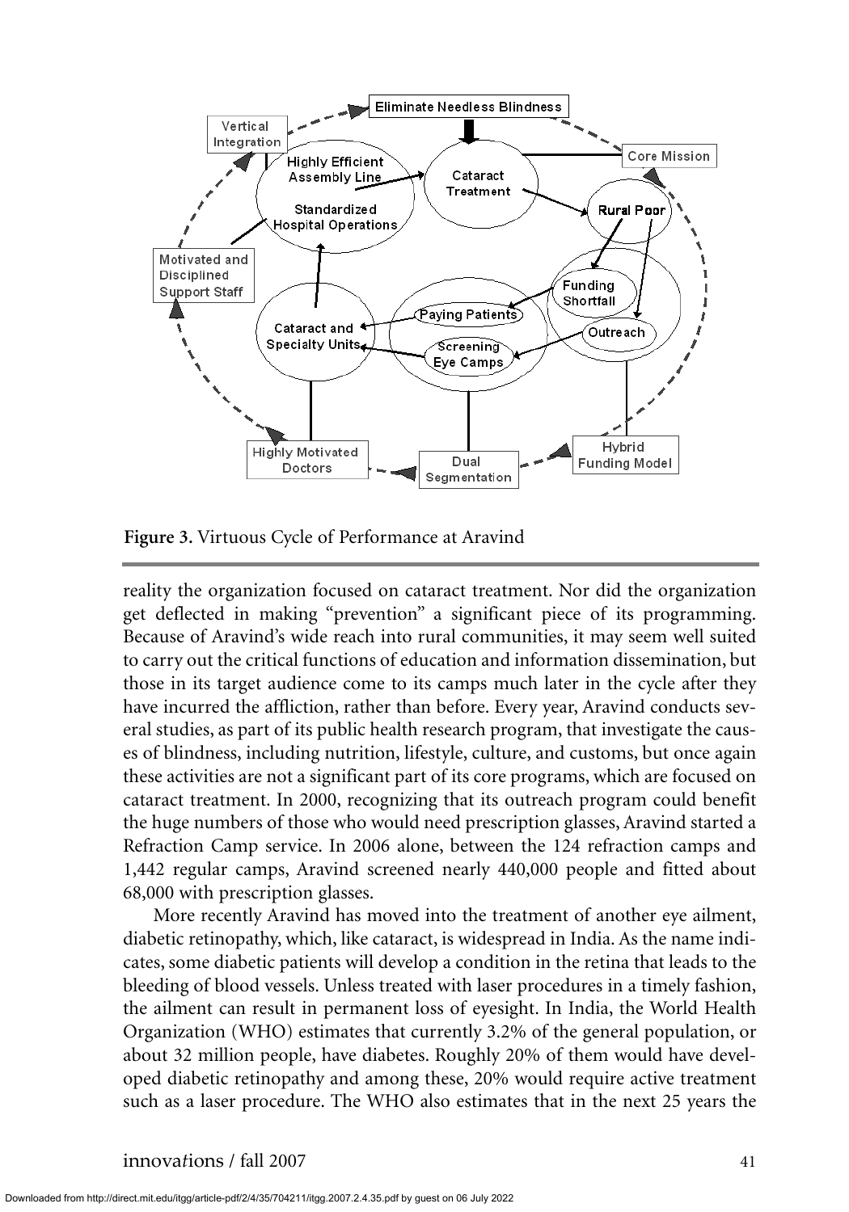**Figure 3.** Virtuous Cycle of Performance at Aravind

reality the organization focused on cataract treatment. Nor did the organization get deflected in making "prevention" a significant piece of its programming. Because of Aravind's wide reach into rural communities, it may seem well suited to carry out the critical functions of education and information dissemination, but those in its target audience come to its camps much later in the cycle after they have incurred the affliction, rather than before. Every year, Aravind conducts several studies, as part of its public health research program, that investigate the causes of blindness, including nutrition, lifestyle, culture, and customs, but once again these activities are not a significant part of its core programs, which are focused on cataract treatment. In 2000, recognizing that its outreach program could benefit the huge numbers of those who would need prescription glasses, Aravind started a Refraction Camp service. In 2006 alone, between the 124 refraction camps and 1,442 regular camps, Aravind screened nearly 440,000 people and fitted about 68,000 with prescription glasses.

More recently Aravind has moved into the treatment of another eye ailment, diabetic retinopathy, which, like cataract, is widespread in India. As the name indicates, some diabetic patients will develop a condition in the retina that leads to the bleeding of blood vessels. Unless treated with laser procedures in a timely fashion, the ailment can result in permanent loss of eyesight. In India, the World Health Organization (WHO) estimates that currently 3.2% of the general population, or about 32 million people, have diabetes. Roughly 20% of them would have developed diabetic retinopathy and among these, 20% would require active treatment such as a laser procedure. The WHO also estimates that in the next 25 years the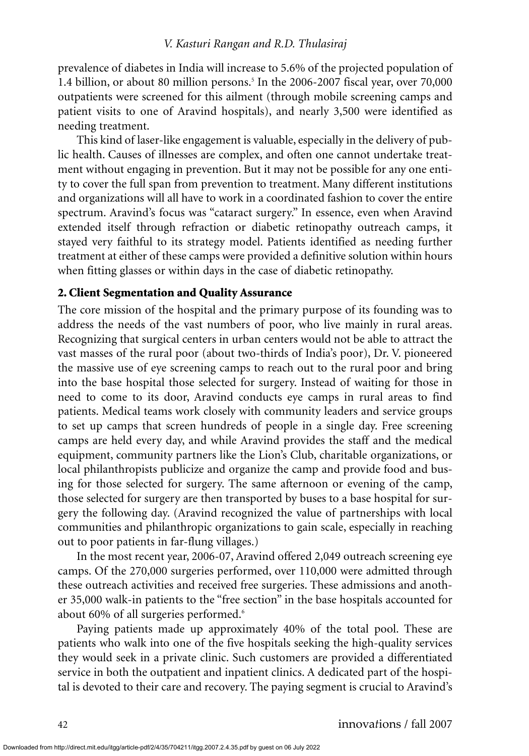prevalence of diabetes in India will increase to 5.6% of the projected population of 1.4 billion, or about 80 million persons.[5] In the 2006-2007 fiscal year, over 70,000 outpatients were screened for this ailment (through mobile screening camps and patient visits to one of Aravind hospitals), and nearly 3,500 were identified as needing treatment.

This kind of laser-like engagement is valuable, especially in the delivery of public health. Causes of illnesses are complex, and often one cannot undertake treatment without engaging in prevention. But it may not be possible for any one entity to cover the full span from prevention to treatment. Many different institutions and organizations will all have to work in a coordinated fashion to cover the entire spectrum. Aravind's focus was "cataract surgery." In essence, even when Aravind extended itself through refraction or diabetic retinopathy outreach camps, it stayed very faithful to its strategy model. Patients identified as needing further treatment at either of these camps were provided a definitive solution within hours when fitting glasses or within days in the case of diabetic retinopathy.

### 2. Client Segmentation and Quality Assurance

The core mission of the hospital and the primary purpose of its founding was to address the needs of the vast numbers of poor, who live mainly in rural areas. Recognizing that surgical centers in urban centers would not be able to attract the vast masses of the rural poor (about two-thirds of India's poor), Dr. V. pioneered the massive use of eye screening camps to reach out to the rural poor and bring into the base hospital those selected for surgery. Instead of waiting for those in need to come to its door, Aravind conducts eye camps in rural areas to find patients. Medical teams work closely with community leaders and service groups to set up camps that screen hundreds of people in a single day. Free screening camps are held every day, and while Aravind provides the staff and the medical equipment, community partners like the Lion's Club, charitable organizations, or local philanthropists publicize and organize the camp and provide food and busing for those selected for surgery. The same afternoon or evening of the camp, those selected for surgery are then transported by buses to a base hospital for surgery the following day. (Aravind recognized the value of partnerships with local communities and philanthropic organizations to gain scale, especially in reaching out to poor patients in far-flung villages.)

In the most recent year, 2006-07, Aravind offered 2,049 outreach screening eye camps. Of the 270,000 surgeries performed, over 110,000 were admitted through these outreach activities and received free surgeries. These admissions and another 35,000 walk-in patients to the "free section" in the base hospitals accounted for about 60% of all surgeries performed.[6]

Paying patients made up approximately 40% of the total pool. These are patients who walk into one of the five hospitals seeking the high-quality services they would seek in a private clinic. Such customers are provided a differentiated service in both the outpatient and inpatient clinics. A dedicated part of the hospital is devoted to their care and recovery. The paying segment is crucial to Aravind's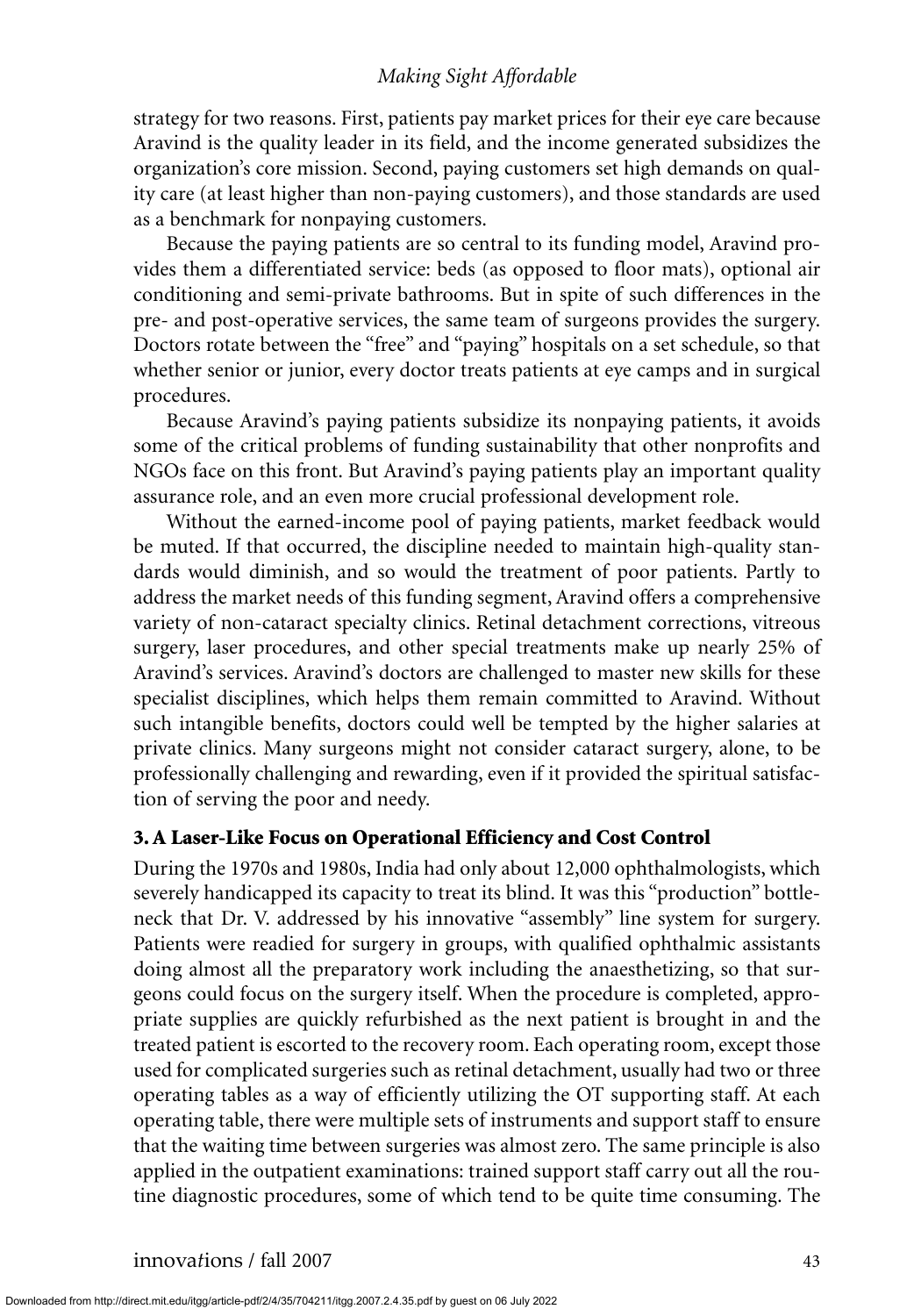strategy for two reasons. First, patients pay market prices for their eye care because Aravind is the quality leader in its field, and the income generated subsidizes the organization's core mission. Second, paying customers set high demands on quality care (at least higher than non-paying customers), and those standards are used as a benchmark for nonpaying customers.

Because the paying patients are so central to its funding model, Aravind provides them a differentiated service: beds (as opposed to floor mats), optional air conditioning and semi-private bathrooms. But in spite of such differences in the pre- and post-operative services, the same team of surgeons provides the surgery. Doctors rotate between the "free" and "paying" hospitals on a set schedule, so that whether senior or junior, every doctor treats patients at eye camps and in surgical procedures.

Because Aravind's paying patients subsidize its nonpaying patients, it avoids some of the critical problems of funding sustainability that other nonprofits and NGOs face on this front. But Aravind's paying patients play an important quality assurance role, and an even more crucial professional development role.

Without the earned-income pool of paying patients, market feedback would be muted. If that occurred, the discipline needed to maintain high-quality standards would diminish, and so would the treatment of poor patients. Partly to address the market needs of this funding segment, Aravind offers a comprehensive variety of non-cataract specialty clinics. Retinal detachment corrections, vitreous surgery, laser procedures, and other special treatments make up nearly 25% of Aravind's services. Aravind's doctors are challenged to master new skills for these specialist disciplines, which helps them remain committed to Aravind. Without such intangible benefits, doctors could well be tempted by the higher salaries at private clinics. Many surgeons might not consider cataract surgery, alone, to be professionally challenging and rewarding, even if it provided the spiritual satisfaction of serving the poor and needy.

### 3. A Laser-Like Focus on Operational Efficiency and Cost Control

During the 1970s and 1980s, India had only about 12,000 ophthalmologists, which severely handicapped its capacity to treat its blind. It was this "production" bottleneck that Dr. V. addressed by his innovative "assembly" line system for surgery. Patients were readied for surgery in groups, with qualified ophthalmic assistants doing almost all the preparatory work including the anaesthetizing, so that surgeons could focus on the surgery itself. When the procedure is completed, appropriate supplies are quickly refurbished as the next patient is brought in and the treated patient is escorted to the recovery room. Each operating room, except those used for complicated surgeries such as retinal detachment, usually had two or three operating tables as a way of efficiently utilizing the OT supporting staff. At each operating table, there were multiple sets of instruments and support staff to ensure that the waiting time between surgeries was almost zero. The same principle is also applied in the outpatient examinations: trained support staff carry out all the routine diagnostic procedures, some of which tend to be quite time consuming. The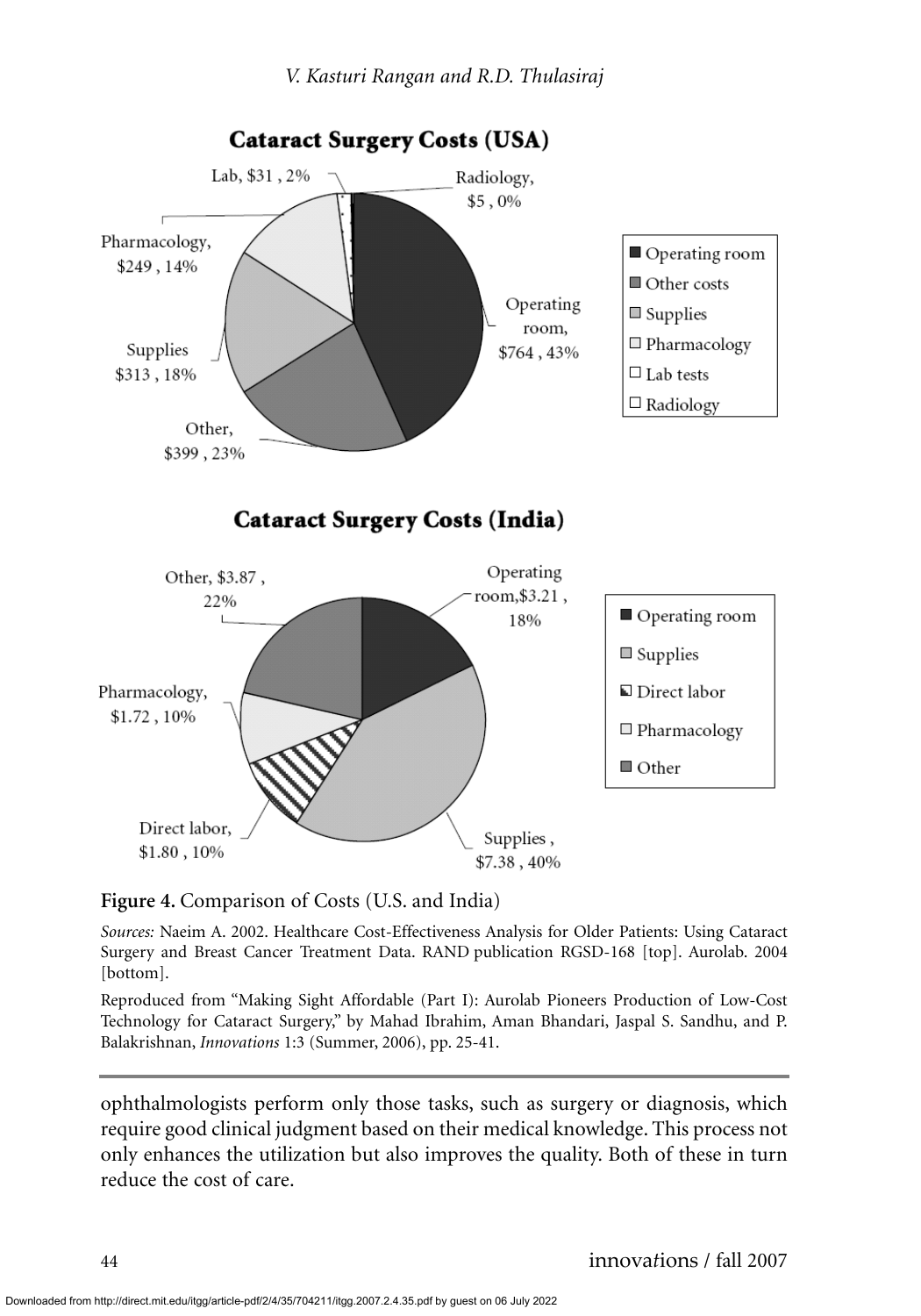**Figure 4.** Comparison of Costs (U.S. and India)

*Sources:* Naeim A. 2002. Healthcare Cost-Effectiveness Analysis for Older Patients: Using Cataract Surgery and Breast Cancer Treatment Data. RAND publication RGSD-168 [top]. Aurolab. 2004 [bottom].

Reproduced from "Making Sight Affordable (Part I): Aurolab Pioneers Production of Low-Cost Technology for Cataract Surgery," by Mahad Ibrahim, Aman Bhandari, Jaspal S. Sandhu, and P. Balakrishnan, *Innovations* 1:3 (Summer, 2006), pp. 25-41.

ophthalmologists perform only those tasks, such as surgery or diagnosis, which require good clinical judgment based on their medical knowledge. This process not only enhances the utilization but also improves the quality. Both of these in turn reduce the cost of care.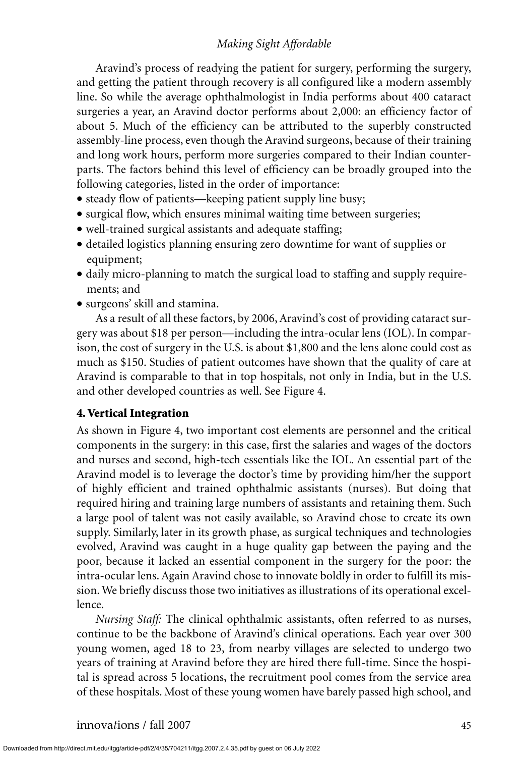Aravind's process of readying the patient for surgery, performing the surgery, and getting the patient through recovery is all configured like a modern assembly line. So while the average ophthalmologist in India performs about 400 cataract surgeries a year, an Aravind doctor performs about 2,000: an efficiency factor of about 5. Much of the efficiency can be attributed to the superbly constructed assembly-line process, even though the Aravind surgeons, because of their training and long work hours, perform more surgeries compared to their Indian counterparts. The factors behind this level of efficiency can be broadly grouped into the following categories, listed in the order of importance:

- steady flow of patients—keeping patient supply line busy;
- surgical flow, which ensures minimal waiting time between surgeries;
- well-trained surgical assistants and adequate staffing;
- detailed logistics planning ensuring zero downtime for want of supplies or equipment;
- daily micro-planning to match the surgical load to staffing and supply requirements; and
- surgeons' skill and stamina.

As a result of all these factors, by 2006, Aravind's cost of providing cataract surgery was about $18 per person—including the intra-ocular lens (IOL). In comparison, the cost of surgery in the U.S. is about $1,800 and the lens alone could cost as much as $150. Studies of patient outcomes have shown that the quality of care at Aravind is comparable to that in top hospitals, not only in India, but in the U.S. and other developed countries as well. See Figure 4.

## 4. Vertical Integration

As shown in Figure 4, two important cost elements are personnel and the critical components in the surgery: in this case, first the salaries and wages of the doctors and nurses and second, high-tech essentials like the IOL. An essential part of the Aravind model is to leverage the doctor's time by providing him/her the support of highly efficient and trained ophthalmic assistants (nurses). But doing that required hiring and training large numbers of assistants and retaining them. Such a large pool of talent was not easily available, so Aravind chose to create its own supply. Similarly, later in its growth phase, as surgical techniques and technologies evolved, Aravind was caught in a huge quality gap between the paying and the poor, because it lacked an essential component in the surgery for the poor: the intra-ocular lens. Again Aravind chose to innovate boldly in order to fulfill its mission. We briefly discuss those two initiatives as illustrations of its operational excellence.

*Nursing Staff:* The clinical ophthalmic assistants, often referred to as nurses, continue to be the backbone of Aravind's clinical operations. Each year over 300 young women, aged 18 to 23, from nearby villages are selected to undergo two years of training at Aravind before they are hired there full-time. Since the hospital is spread across 5 locations, the recruitment pool comes from the service area of these hospitals. Most of these young women have barely passed high school, and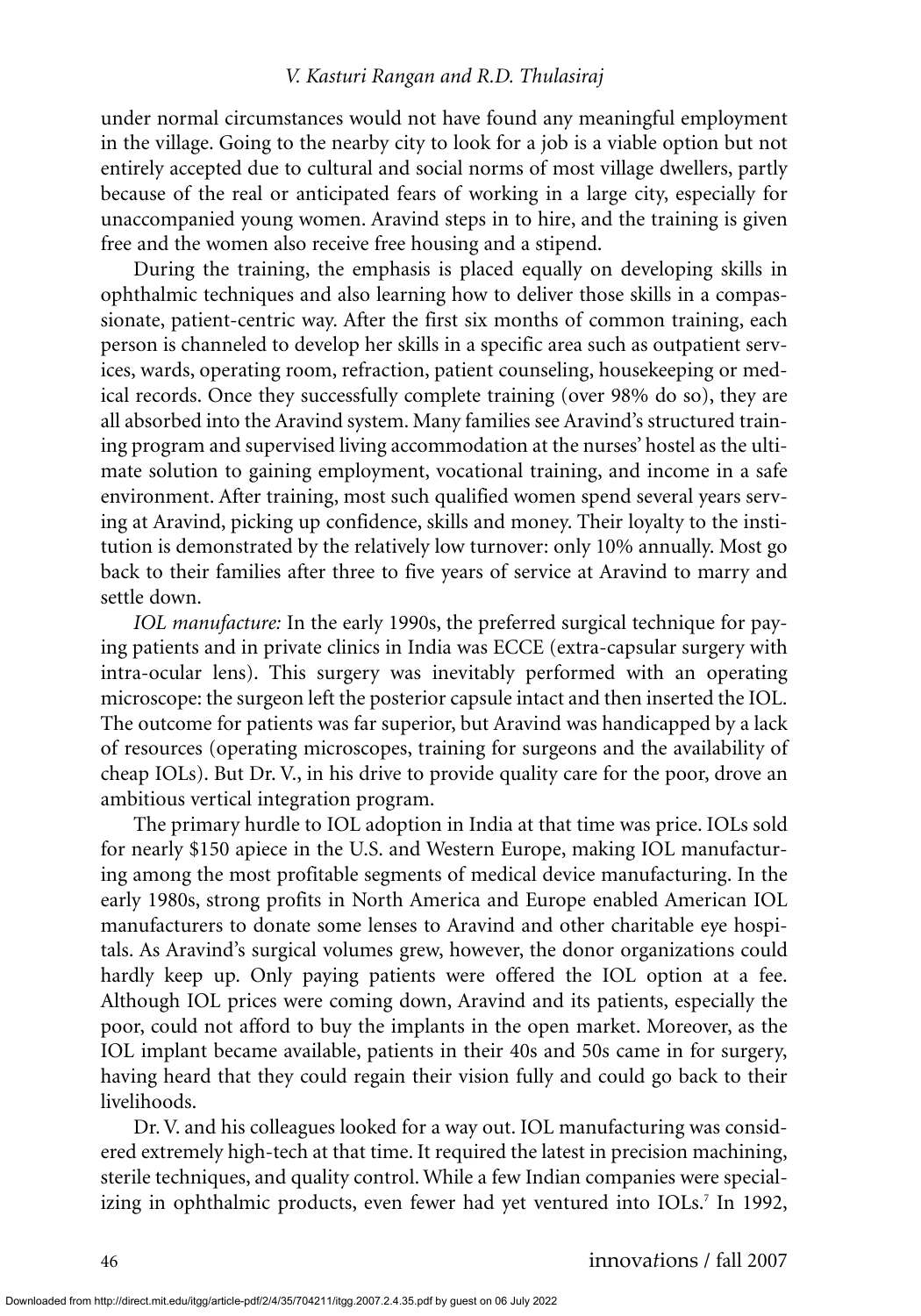under normal circumstances would not have found any meaningful employment in the village. Going to the nearby city to look for a job is a viable option but not entirely accepted due to cultural and social norms of most village dwellers, partly because of the real or anticipated fears of working in a large city, especially for unaccompanied young women. Aravind steps in to hire, and the training is given free and the women also receive free housing and a stipend.

During the training, the emphasis is placed equally on developing skills in ophthalmic techniques and also learning how to deliver those skills in a compassionate, patient-centric way. After the first six months of common training, each person is channeled to develop her skills in a specific area such as outpatient services, wards, operating room, refraction, patient counseling, housekeeping or medical records. Once they successfully complete training (over 98% do so), they are all absorbed into the Aravind system. Many families see Aravind's structured training program and supervised living accommodation at the nurses' hostel as the ultimate solution to gaining employment, vocational training, and income in a safe environment. After training, most such qualified women spend several years serving at Aravind, picking up confidence, skills and money. Their loyalty to the institution is demonstrated by the relatively low turnover: only 10% annually. Most go back to their families after three to five years of service at Aravind to marry and settle down.

*IOL manufacture:* In the early 1990s, the preferred surgical technique for paying patients and in private clinics in India was ECCE (extra-capsular surgery with intra-ocular lens). This surgery was inevitably performed with an operating microscope: the surgeon left the posterior capsule intact and then inserted the IOL. The outcome for patients was far superior, but Aravind was handicapped by a lack of resources (operating microscopes, training for surgeons and the availability of cheap IOLs). But Dr. V., in his drive to provide quality care for the poor, drove an ambitious vertical integration program.

The primary hurdle to IOL adoption in India at that time was price. IOLs sold for nearly $150 apiece in the U.S. and Western Europe, making IOL manufacturing among the most profitable segments of medical device manufacturing. In the early 1980s, strong profits in North America and Europe enabled American IOL manufacturers to donate some lenses to Aravind and other charitable eye hospitals. As Aravind's surgical volumes grew, however, the donor organizations could hardly keep up. Only paying patients were offered the IOL option at a fee. Although IOL prices were coming down, Aravind and its patients, especially the poor, could not afford to buy the implants in the open market. Moreover, as the IOL implant became available, patients in their 40s and 50s came in for surgery, having heard that they could regain their vision fully and could go back to their livelihoods.

Dr. V. and his colleagues looked for a way out. IOL manufacturing was considered extremely high-tech at that time. It required the latest in precision machining, sterile techniques, and quality control. While a few Indian companies were specializing in ophthalmic products, even fewer had yet ventured into IOLs.[7] In 1992,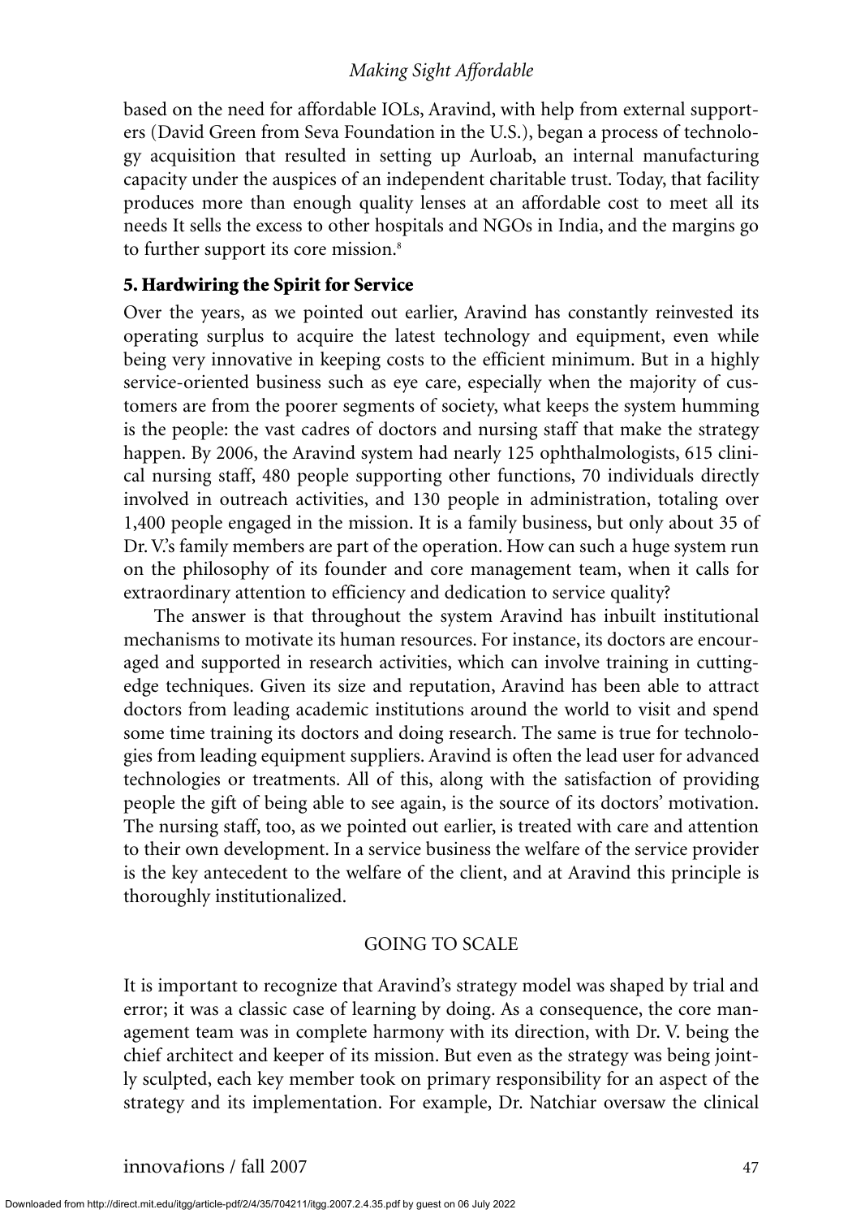based on the need for affordable IOLs, Aravind, with help from external supporters (David Green from Seva Foundation in the U.S.), began a process of technology acquisition that resulted in setting up Aurloab, an internal manufacturing capacity under the auspices of an independent charitable trust. Today, that facility produces more than enough quality lenses at an affordable cost to meet all its needs It sells the excess to other hospitals and NGOs in India, and the margins go to further support its core mission.[8]

### 5. Hardwiring the Spirit for Service

Over the years, as we pointed out earlier, Aravind has constantly reinvested its operating surplus to acquire the latest technology and equipment, even while being very innovative in keeping costs to the efficient minimum. But in a highly service-oriented business such as eye care, especially when the majority of customers are from the poorer segments of society, what keeps the system humming is the people: the vast cadres of doctors and nursing staff that make the strategy happen. By 2006, the Aravind system had nearly 125 ophthalmologists, 615 clinical nursing staff, 480 people supporting other functions, 70 individuals directly involved in outreach activities, and 130 people in administration, totaling over 1,400 people engaged in the mission. It is a family business, but only about 35 of Dr. V.'s family members are part of the operation. How can such a huge system run on the philosophy of its founder and core management team, when it calls for extraordinary attention to efficiency and dedication to service quality?

The answer is that throughout the system Aravind has inbuilt institutional mechanisms to motivate its human resources. For instance, its doctors are encouraged and supported in research activities, which can involve training in cutting-edge techniques. Given its size and reputation, Aravind has been able to attract doctors from leading academic institutions around the world to visit and spend some time training its doctors and doing research. The same is true for technologies from leading equipment suppliers. Aravind is often the lead user for advanced technologies or treatments. All of this, along with the satisfaction of providing people the gift of being able to see again, is the source of its doctors' motivation. The nursing staff, too, as we pointed out earlier, is treated with care and attention to their own development. In a service business the welfare of the service provider is the key antecedent to the welfare of the client, and at Aravind this principle is thoroughly institutionalized.

## GOING TO SCALE

It is important to recognize that Aravind's strategy model was shaped by trial and error; it was a classic case of learning by doing. As a consequence, the core management team was in complete harmony with its direction, with Dr. V. being the chief architect and keeper of its mission. But even as the strategy was being jointly sculpted, each key member took on primary responsibility for an aspect of the strategy and its implementation. For example, Dr. Natchiar oversaw the clinical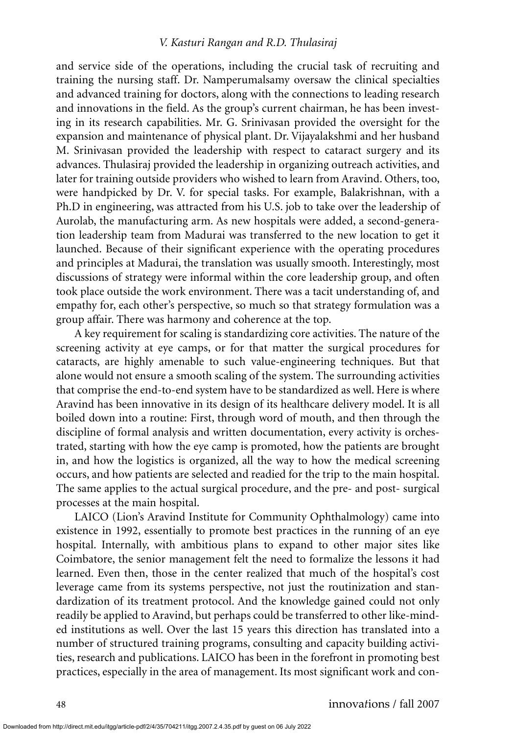and service side of the operations, including the crucial task of recruiting and training the nursing staff. Dr. Namperumalsamy oversaw the clinical specialties and advanced training for doctors, along with the connections to leading research and innovations in the field. As the group's current chairman, he has been investing in its research capabilities. Mr. G. Srinivasan provided the oversight for the expansion and maintenance of physical plant. Dr. Vijayalakshmi and her husband M. Srinivasan provided the leadership with respect to cataract surgery and its advances. Thulasiraj provided the leadership in organizing outreach activities, and later for training outside providers who wished to learn from Aravind. Others, too, were handpicked by Dr. V. for special tasks. For example, Balakrishnan, with a Ph.D in engineering, was attracted from his U.S. job to take over the leadership of Aurolab, the manufacturing arm. As new hospitals were added, a second-generation leadership team from Madurai was transferred to the new location to get it launched. Because of their significant experience with the operating procedures and principles at Madurai, the translation was usually smooth. Interestingly, most discussions of strategy were informal within the core leadership group, and often took place outside the work environment. There was a tacit understanding of, and empathy for, each other's perspective, so much so that strategy formulation was a group affair. There was harmony and coherence at the top.

A key requirement for scaling is standardizing core activities. The nature of the screening activity at eye camps, or for that matter the surgical procedures for cataracts, are highly amenable to such value-engineering techniques. But that alone would not ensure a smooth scaling of the system. The surrounding activities that comprise the end-to-end system have to be standardized as well. Here is where Aravind has been innovative in its design of its healthcare delivery model. It is all boiled down into a routine: First, through word of mouth, and then through the discipline of formal analysis and written documentation, every activity is orchestrated, starting with how the eye camp is promoted, how the patients are brought in, and how the logistics is organized, all the way to how the medical screening occurs, and how patients are selected and readied for the trip to the main hospital. The same applies to the actual surgical procedure, and the pre- and post- surgical processes at the main hospital.

LAICO (Lion's Aravind Institute for Community Ophthalmology) came into existence in 1992, essentially to promote best practices in the running of an eye hospital. Internally, with ambitious plans to expand to other major sites like Coimbatore, the senior management felt the need to formalize the lessons it had learned. Even then, those in the center realized that much of the hospital's cost leverage came from its systems perspective, not just the routinization and standardization of its treatment protocol. And the knowledge gained could not only readily be applied to Aravind, but perhaps could be transferred to other like-minded institutions as well. Over the last 15 years this direction has translated into a number of structured training programs, consulting and capacity building activities, research and publications. LAICO has been in the forefront in promoting best practices, especially in the area of management. Its most significant work and con-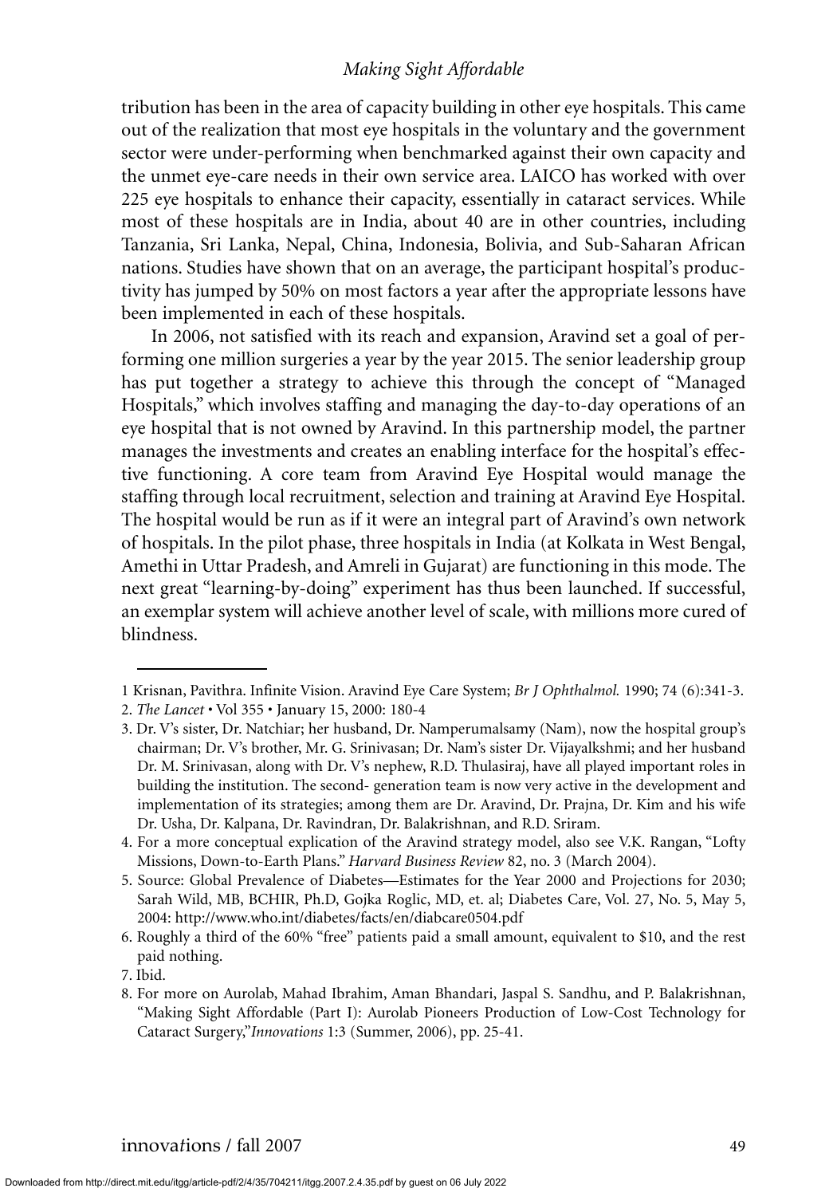tribution has been in the area of capacity building in other eye hospitals. This came out of the realization that most eye hospitals in the voluntary and the government sector were under-performing when benchmarked against their own capacity and the unmet eye-care needs in their own service area. LAICO has worked with over 225 eye hospitals to enhance their capacity, essentially in cataract services. While most of these hospitals are in India, about 40 are in other countries, including Tanzania, Sri Lanka, Nepal, China, Indonesia, Bolivia, and Sub-Saharan African nations. Studies have shown that on an average, the participant hospital's productivity has jumped by 50% on most factors a year after the appropriate lessons have been implemented in each of these hospitals.

In 2006, not satisfied with its reach and expansion, Aravind set a goal of performing one million surgeries a year by the year 2015. The senior leadership group has put together a strategy to achieve this through the concept of "Managed Hospitals," which involves staffing and managing the day-to-day operations of an eye hospital that is not owned by Aravind. In this partnership model, the partner manages the investments and creates an enabling interface for the hospital's effective functioning. A core team from Aravind Eye Hospital would manage the staffing through local recruitment, selection and training at Aravind Eye Hospital. The hospital would be run as if it were an integral part of Aravind's own network of hospitals. In the pilot phase, three hospitals in India (at Kolkata in West Bengal, Amethi in Uttar Pradesh, and Amreli in Gujarat) are functioning in this mode. The next great "learning-by-doing" experiment has thus been launched. If successful, an exemplar system will achieve another level of scale, with millions more cured of blindness.

---

1 Krisnan, Pavithra. Infinite Vision. Aravind Eye Care System; *Br J Ophthalmol.* 1990; 74 (6):341-3.

2. *The Lancet* • Vol 355 • January 15, 2000: 180-4

3. Dr. V's sister, Dr. Natchiar; her husband, Dr. Namperumalsamy (Nam), now the hospital group's chairman; Dr. V's brother, Mr. G. Srinivasan; Dr. Nam's sister Dr. Vijayalkshmi; and her husband Dr. M. Srinivasan, along with Dr. V's nephew, R.D. Thulasiraj, have all played important roles in building the institution. The second- generation team is now very active in the development and implementation of its strategies; among them are Dr. Aravind, Dr. Prajna, Dr. Kim and his wife Dr. Usha, Dr. Kalpana, Dr. Ravindran, Dr. Balakrishnan, and R.D. Sriram.

4. For a more conceptual explication of the Aravind strategy model, also see V.K. Rangan, "Lofty Missions, Down-to-Earth Plans." *Harvard Business Review* 82, no. 3 (March 2004).

5. Source: Global Prevalence of Diabetes—Estimates for the Year 2000 and Projections for 2030; Sarah Wild, MB, BCHIR, Ph.D, Gojka Roglic, MD, et. al; Diabetes Care, Vol. 27, No. 5, May 5, 2004: http://www.who.int/diabetes/facts/en/diabcare0504.pdf

6. Roughly a third of the 60% "free" patients paid a small amount, equivalent to $10, and the rest paid nothing.

7. Ibid.

8. For more on Aurolab, Mahad Ibrahim, Aman Bhandari, Jaspal S. Sandhu, and P. Balakrishnan, "Making Sight Affordable (Part I): Aurolab Pioneers Production of Low-Cost Technology for Cataract Surgery,"*Innovations* 1:3 (Summer, 2006), pp. 25-41.